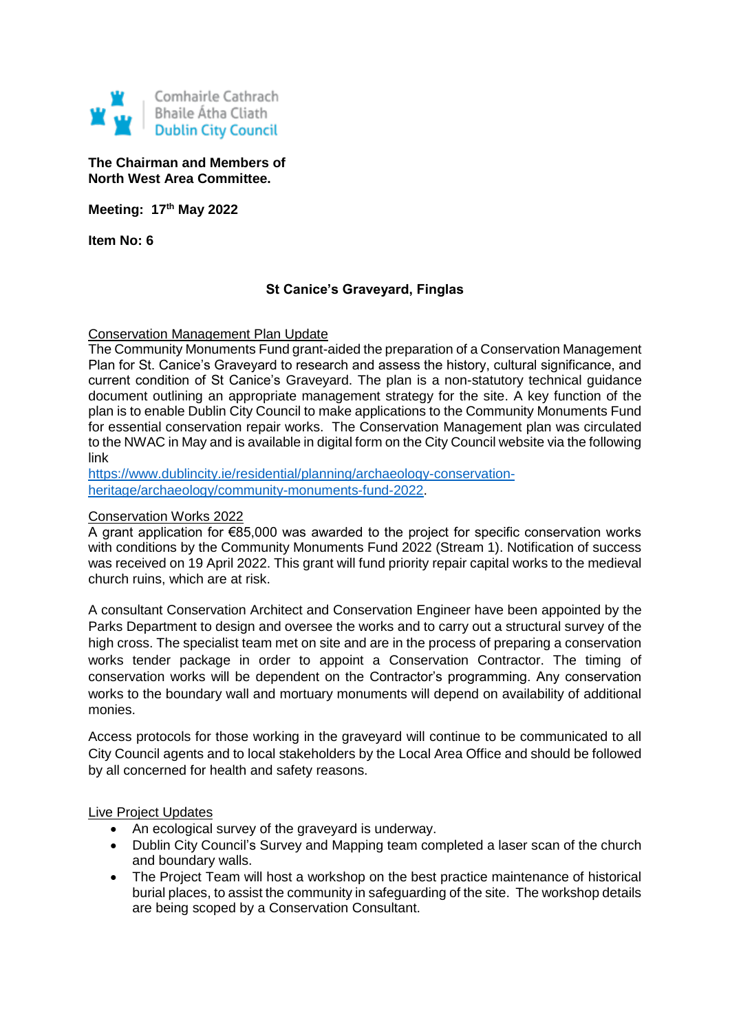Comhairle Cathrach
Bhaile Átha Cliath
Dublin City Council

**The Chairman and Members of**
**North West Area Committee.**

**Meeting: 17th May 2022**

**Item No: 6**

## St Canice's Graveyard, Finglas

Conservation Management Plan Update

The Community Monuments Fund grant-aided the preparation of a Conservation Management Plan for St. Canice's Graveyard to research and assess the history, cultural significance, and current condition of St Canice's Graveyard. The plan is a non-statutory technical guidance document outlining an appropriate management strategy for the site. A key function of the plan is to enable Dublin City Council to make applications to the Community Monuments Fund for essential conservation repair works. The Conservation Management plan was circulated to the NWAC in May and is available in digital form on the City Council website via the following link
https://www.dublincity.ie/residential/planning/archaeology-conservation-heritage/archaeology/community-monuments-fund-2022.

Conservation Works 2022

A grant application for €85,000 was awarded to the project for specific conservation works with conditions by the Community Monuments Fund 2022 (Stream 1). Notification of success was received on 19 April 2022. This grant will fund priority repair capital works to the medieval church ruins, which are at risk.

A consultant Conservation Architect and Conservation Engineer have been appointed by the Parks Department to design and oversee the works and to carry out a structural survey of the high cross. The specialist team met on site and are in the process of preparing a conservation works tender package in order to appoint a Conservation Contractor. The timing of conservation works will be dependent on the Contractor's programming. Any conservation works to the boundary wall and mortuary monuments will depend on availability of additional monies.

Access protocols for those working in the graveyard will continue to be communicated to all City Council agents and to local stakeholders by the Local Area Office and should be followed by all concerned for health and safety reasons.

Live Project Updates

- An ecological survey of the graveyard is underway.
- Dublin City Council's Survey and Mapping team completed a laser scan of the church and boundary walls.
- The Project Team will host a workshop on the best practice maintenance of historical burial places, to assist the community in safeguarding of the site. The workshop details are being scoped by a Conservation Consultant.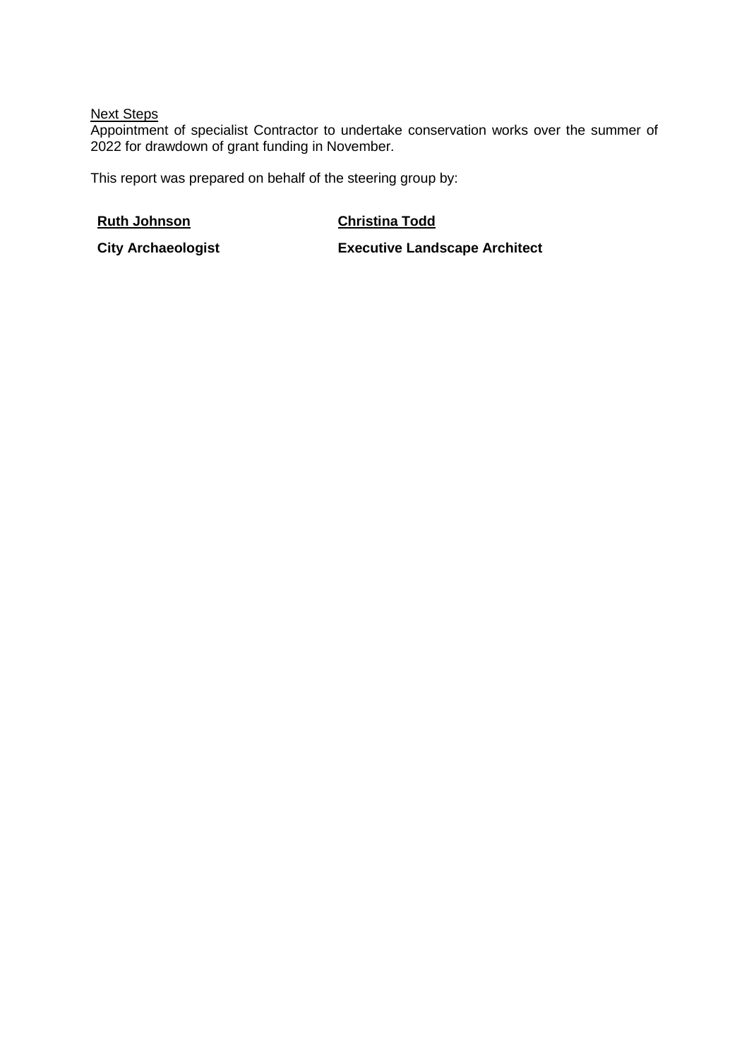Next Steps

Appointment of specialist Contractor to undertake conservation works over the summer of 2022 for drawdown of grant funding in November.

This report was prepared on behalf of the steering group by:

| | |
|---|---|
| **Ruth Johnson** | **Christina Todd** |
| **City Archaeologist** | **Executive Landscape Architect** |